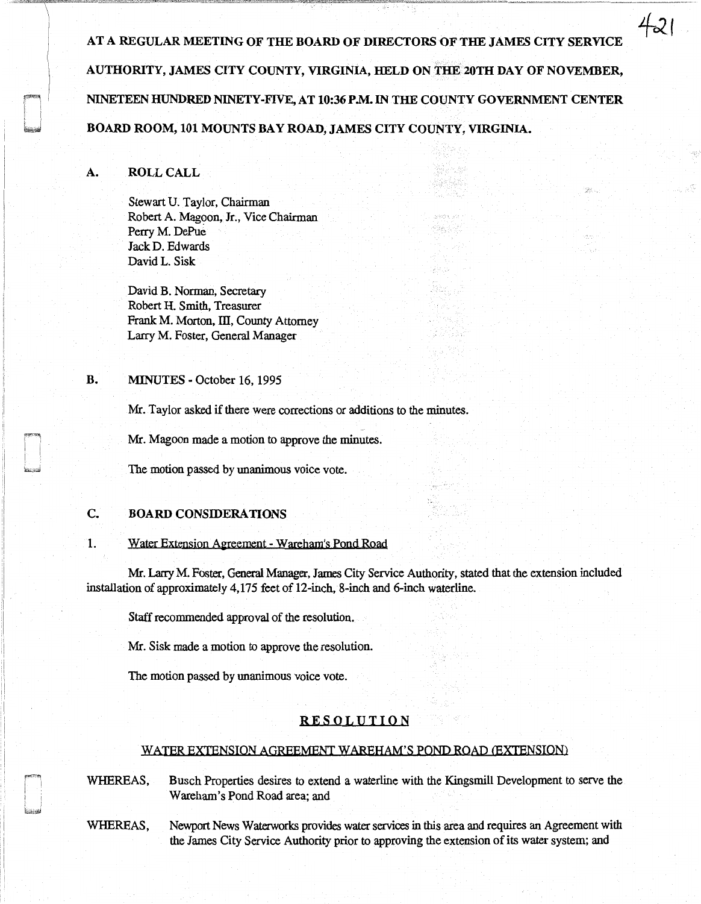AT A REGULAR MEETING OF THE BOARD OF DIRECTORS OF THE JAMES CITY SERVICE AUTHORITY, JAMES CITY COUNTY, VIRGINIA, HELD ON THE 20TH DAY OF NOVEMBER, NINETEEN HUNDRED NINETY-FIVE, AT 10:36 P.M. IN THE COUNTY GOVERNMENT CENTER BOARD ROOM, 101 MOUNTS BAY ROAD, JAMES CITY COUNTY, VIRGINIA.

## A. ROLL CALL

Stewart U. Taylor, Chairman
Robert A. Magoon, Jr., Vice Chairman
Perry M. DePue
Jack D. Edwards
David L. Sisk

David B. Norman, Secretary
Robert H. Smith, Treasurer
Frank M. Morton, III, County Attorney
Larry M. Foster, General Manager

## B. MINUTES - October 16, 1995

Mr. Taylor asked if there were corrections or additions to the minutes.

Mr. Magoon made a motion to approve the minutes.

The motion passed by unanimous voice vote.

## C. BOARD CONSIDERATIONS

1. Water Extension Agreement - Wareham's Pond Road

Mr. Larry M. Foster, General Manager, James City Service Authority, stated that the extension included installation of approximately 4,175 feet of 12-inch, 8-inch and 6-inch waterline.

Staff recommended approval of the resolution.

Mr. Sisk made a motion to approve the resolution.

The motion passed by unanimous voice vote.

### RESOLUTION

#### WATER EXTENSION AGREEMENT WAREHAM'S POND ROAD (EXTENSION)

WHEREAS, Busch Properties desires to extend a waterline with the Kingsmill Development to serve the Wareham's Pond Road area; and

WHEREAS, Newport News Waterworks provides water services in this area and requires an Agreement with the James City Service Authority prior to approving the extension of its water system; and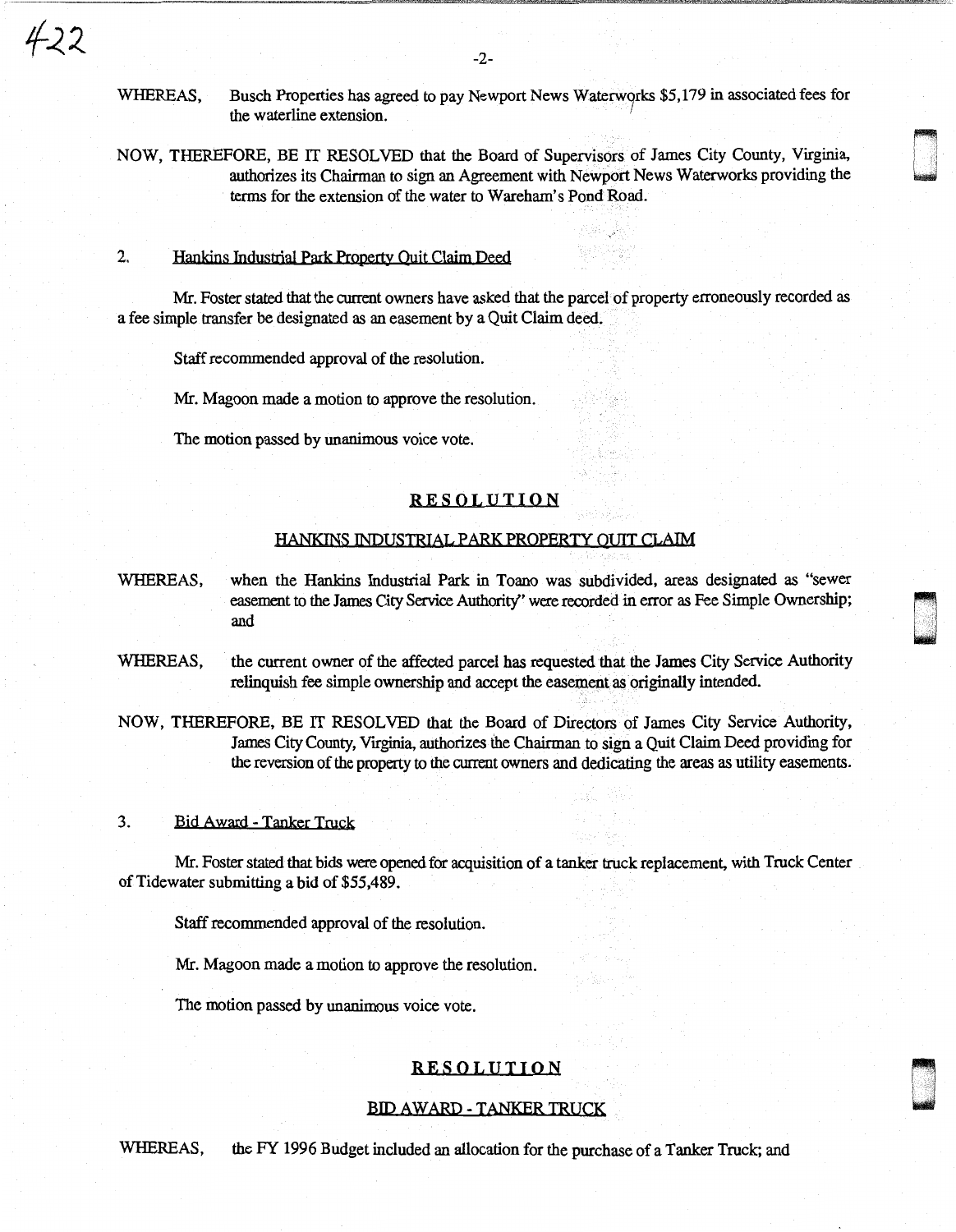WHEREAS, Busch Properties has agreed to pay Newport News Waterworks $5,179 in associated fees for the waterline extension.

NOW, THEREFORE, BE IT RESOLVED that the Board of Supervisors of James City County, Virginia, authorizes its Chairman to sign an Agreement with Newport News Waterworks providing the terms for the extension of the water to Wareham's Pond Road.

2. Hankins Industrial Park Property Quit Claim Deed

Mr. Foster stated that the current owners have asked that the parcel of property erroneously recorded as a fee simple transfer be designated as an easement by a Quit Claim deed.

Staff recommended approval of the resolution.

Mr. Magoon made a motion to approve the resolution.

The motion passed by unanimous voice vote.

**RESOLUTION**

HANKINS INDUSTRIAL PARK PROPERTY QUIT CLAIM

WHEREAS, when the Hankins Industrial Park in Toano was subdivided, areas designated as "sewer easement to the James City Service Authority" were recorded in error as Fee Simple Ownership; and

WHEREAS, the current owner of the affected parcel has requested that the James City Service Authority relinquish fee simple ownership and accept the easement as originally intended.

NOW, THEREFORE, BE IT RESOLVED that the Board of Directors of James City Service Authority, James City County, Virginia, authorizes the Chairman to sign a Quit Claim Deed providing for the reversion of the property to the current owners and dedicating the areas as utility easements.

3. Bid Award - Tanker Truck

Mr. Foster stated that bids were opened for acquisition of a tanker truck replacement, with Truck Center of Tidewater submitting a bid of $55,489.

Staff recommended approval of the resolution.

Mr. Magoon made a motion to approve the resolution.

The motion passed by unanimous voice vote.

**RESOLUTION**

BID AWARD - TANKER TRUCK

WHEREAS, the FY 1996 Budget included an allocation for the purchase of a Tanker Truck; and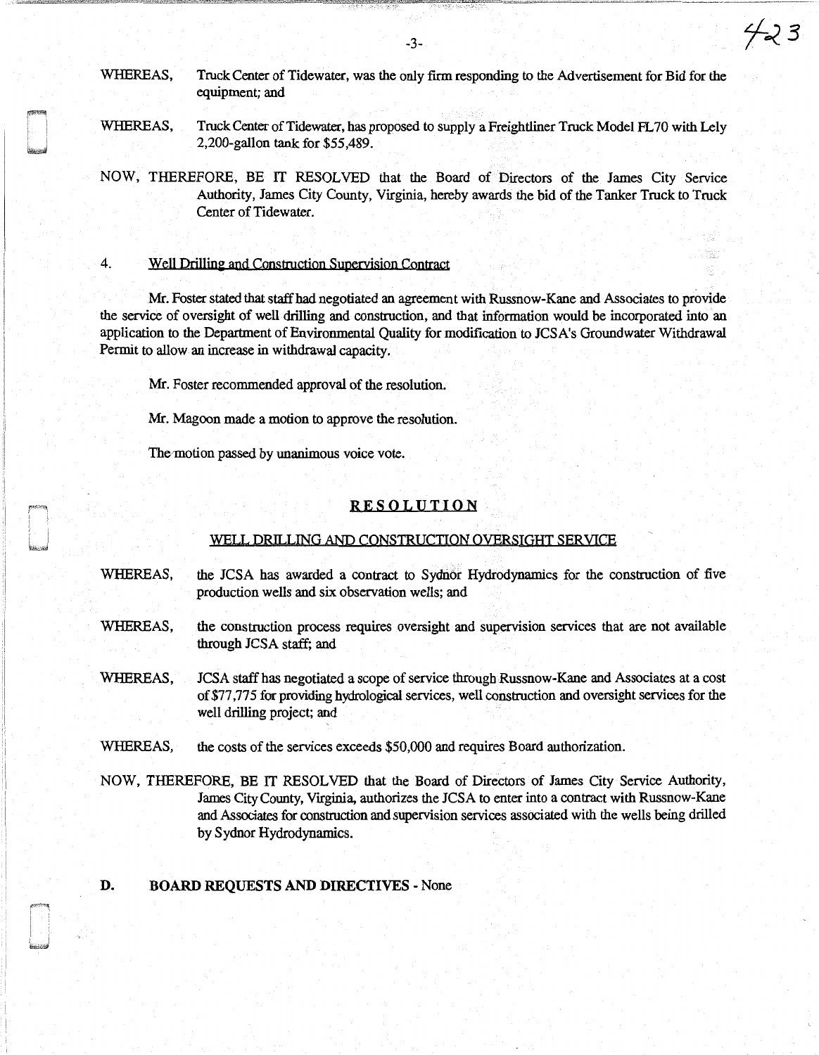WHEREAS, Truck Center of Tidewater, was the only firm responding to the Advertisement for Bid for the equipment; and

WHEREAS, Truck Center of Tidewater, has proposed to supply a Freightliner Truck Model FL70 with Lely 2,200-gallon tank for $55,489.

NOW, THEREFORE, BE IT RESOLVED that the Board of Directors of the James City Service Authority, James City County, Virginia, hereby awards the bid of the Tanker Truck to Truck Center of Tidewater.

4. <u>Well Drilling and Construction Supervision Contract</u>

Mr. Foster stated that staff had negotiated an agreement with Russnow-Kane and Associates to provide the service of oversight of well drilling and construction, and that information would be incorporated into an application to the Department of Environmental Quality for modification to JCSA's Groundwater Withdrawal Permit to allow an increase in withdrawal capacity.

Mr. Foster recommended approval of the resolution.

Mr. Magoon made a motion to approve the resolution.

The motion passed by unanimous voice vote.

**<u>RESOLUTION</u>**

<u>WELL DRILLING AND CONSTRUCTION OVERSIGHT SERVICE</u>

WHEREAS, the JCSA has awarded a contract to Sydnor Hydrodynamics for the construction of five production wells and six observation wells; and

WHEREAS, the construction process requires oversight and supervision services that are not available through JCSA staff; and

WHEREAS, JCSA staff has negotiated a scope of service through Russnow-Kane and Associates at a cost of $77,775 for providing hydrological services, well construction and oversight services for the well drilling project; and

WHEREAS, the costs of the services exceeds $50,000 and requires Board authorization.

NOW, THEREFORE, BE IT RESOLVED that the Board of Directors of James City Service Authority, James City County, Virginia, authorizes the JCSA to enter into a contract with Russnow-Kane and Associates for construction and supervision services associated with the wells being drilled by Sydnor Hydrodynamics.

**D. BOARD REQUESTS AND DIRECTIVES** - None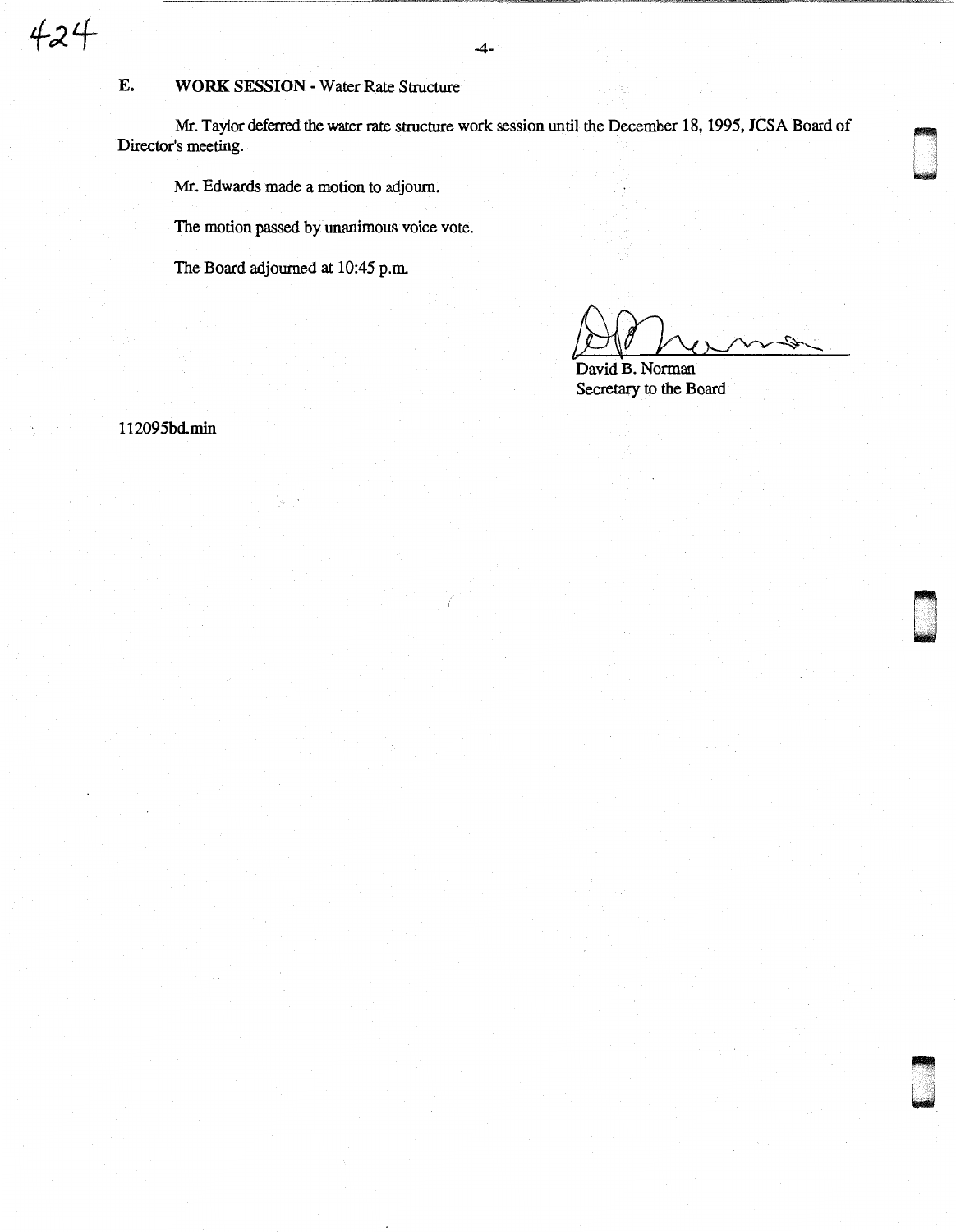**E. WORK SESSION** - Water Rate Structure

Mr. Taylor deferred the water rate structure work session until the December 18, 1995, JCSA Board of Director's meeting.

Mr. Edwards made a motion to adjourn.

The motion passed by unanimous voice vote.

The Board adjourned at 10:45 p.m.

David B. Norman
Secretary to the Board

112095bd.min